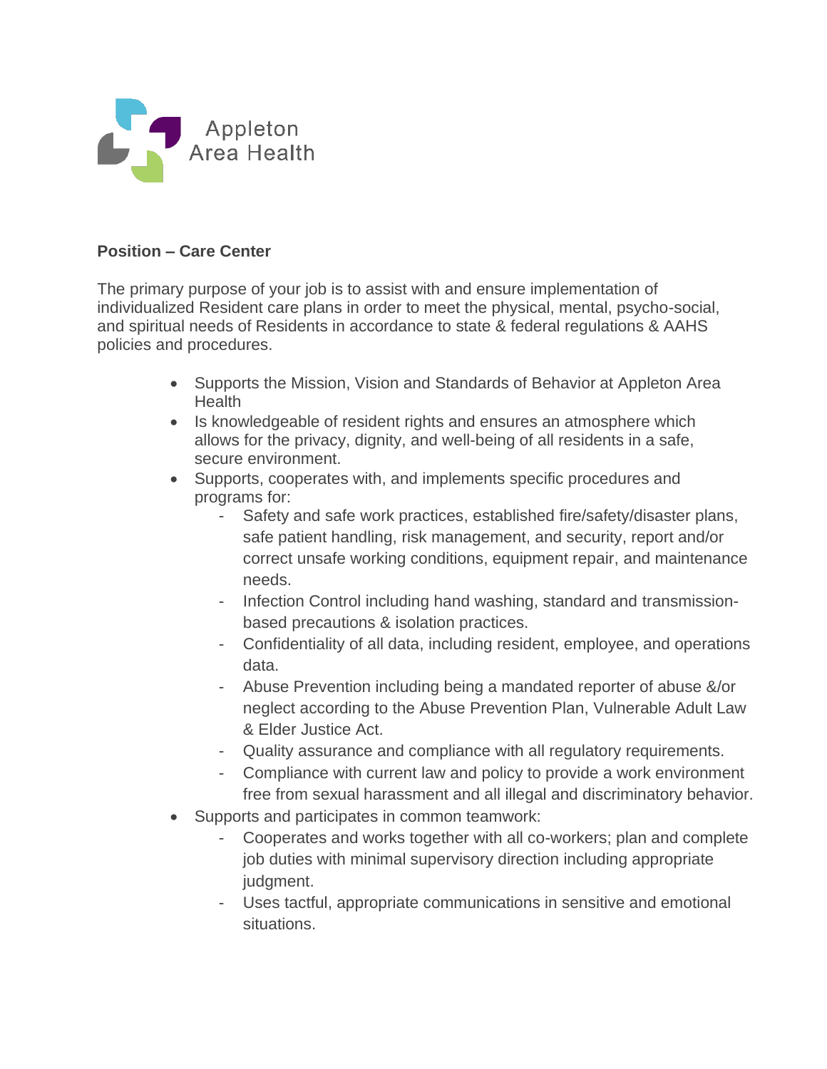Appleton Area Health

**Position – Care Center**

The primary purpose of your job is to assist with and ensure implementation of individualized Resident care plans in order to meet the physical, mental, psycho-social, and spiritual needs of Residents in accordance to state & federal regulations & AAHS policies and procedures.

- Supports the Mission, Vision and Standards of Behavior at Appleton Area Health
- Is knowledgeable of resident rights and ensures an atmosphere which allows for the privacy, dignity, and well-being of all residents in a safe, secure environment.
- Supports, cooperates with, and implements specific procedures and programs for:
  - Safety and safe work practices, established fire/safety/disaster plans, safe patient handling, risk management, and security, report and/or correct unsafe working conditions, equipment repair, and maintenance needs.
  - Infection Control including hand washing, standard and transmission-based precautions & isolation practices.
  - Confidentiality of all data, including resident, employee, and operations data.
  - Abuse Prevention including being a mandated reporter of abuse &/or neglect according to the Abuse Prevention Plan, Vulnerable Adult Law & Elder Justice Act.
  - Quality assurance and compliance with all regulatory requirements.
  - Compliance with current law and policy to provide a work environment free from sexual harassment and all illegal and discriminatory behavior.
- Supports and participates in common teamwork:
  - Cooperates and works together with all co-workers; plan and complete job duties with minimal supervisory direction including appropriate judgment.
  - Uses tactful, appropriate communications in sensitive and emotional situations.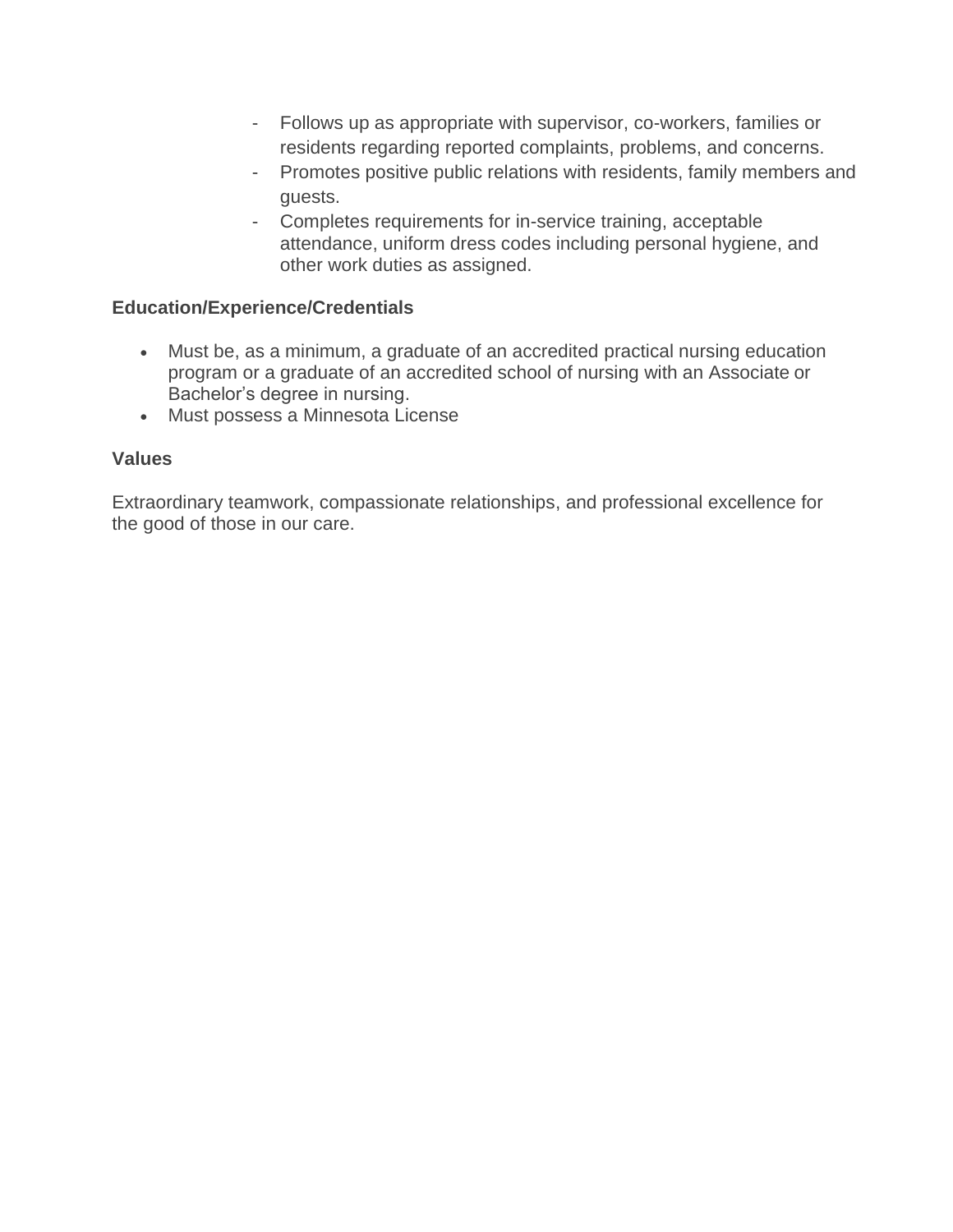- Follows up as appropriate with supervisor, co-workers, families or residents regarding reported complaints, problems, and concerns.
- Promotes positive public relations with residents, family members and guests.
- Completes requirements for in-service training, acceptable attendance, uniform dress codes including personal hygiene, and other work duties as assigned.

**Education/Experience/Credentials**

- Must be, as a minimum, a graduate of an accredited practical nursing education program or a graduate of an accredited school of nursing with an Associate or Bachelor's degree in nursing.
- Must possess a Minnesota License

**Values**

Extraordinary teamwork, compassionate relationships, and professional excellence for the good of those in our care.